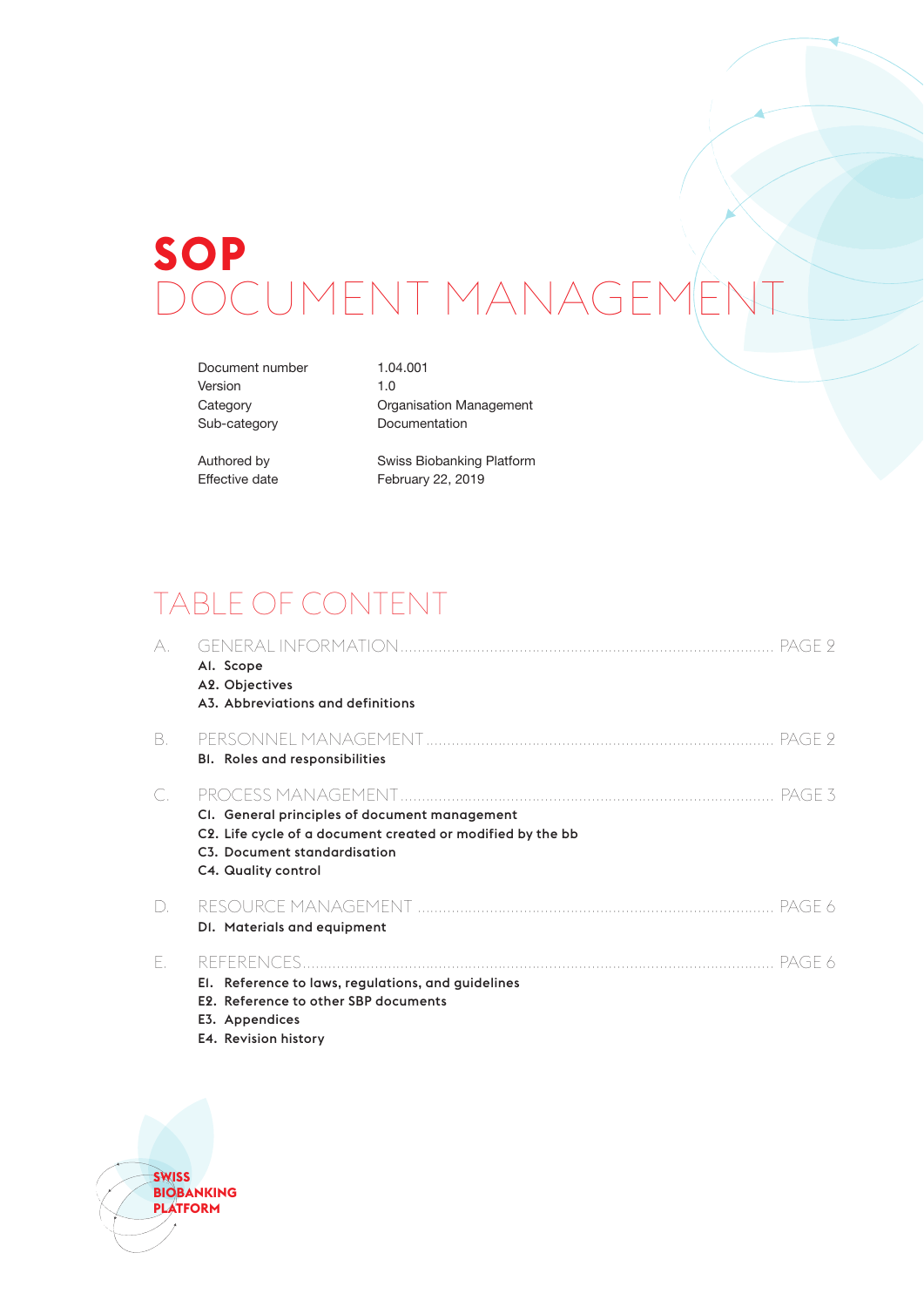# SOP DOCUMENT MANAGEMENT

| | |
|---|---|
| Document number | 1.04.001 |
| Version | 1.0 |
| Category | Organisation Management |
| Sub-category | Documentation |
| Authored by | Swiss Biobanking Platform |
| Effective date | February 22, 2019 |

## TABLE OF CONTENT

A. GENERAL INFORMATION .......... PAGE 2
- **A1. Scope**
- **A2. Objectives**
- **A3. Abbreviations and definitions**

B. PERSONNEL MANAGEMENT .......... PAGE 2
- **B1. Roles and responsibilities**

C. PROCESS MANAGEMENT .......... PAGE 3
- **C1. General principles of document management**
- **C2. Life cycle of a document created or modified by the bb**
- **C3. Document standardisation**
- **C4. Quality control**

D. RESOURCE MANAGEMENT .......... PAGE 6
- **D1. Materials and equipment**

E. REFERENCES .......... PAGE 6
- **E1. Reference to laws, regulations, and guidelines**
- **E2. Reference to other SBP documents**
- **E3. Appendices**
- **E4. Revision history**

SWISS BIOBANKING PLATFORM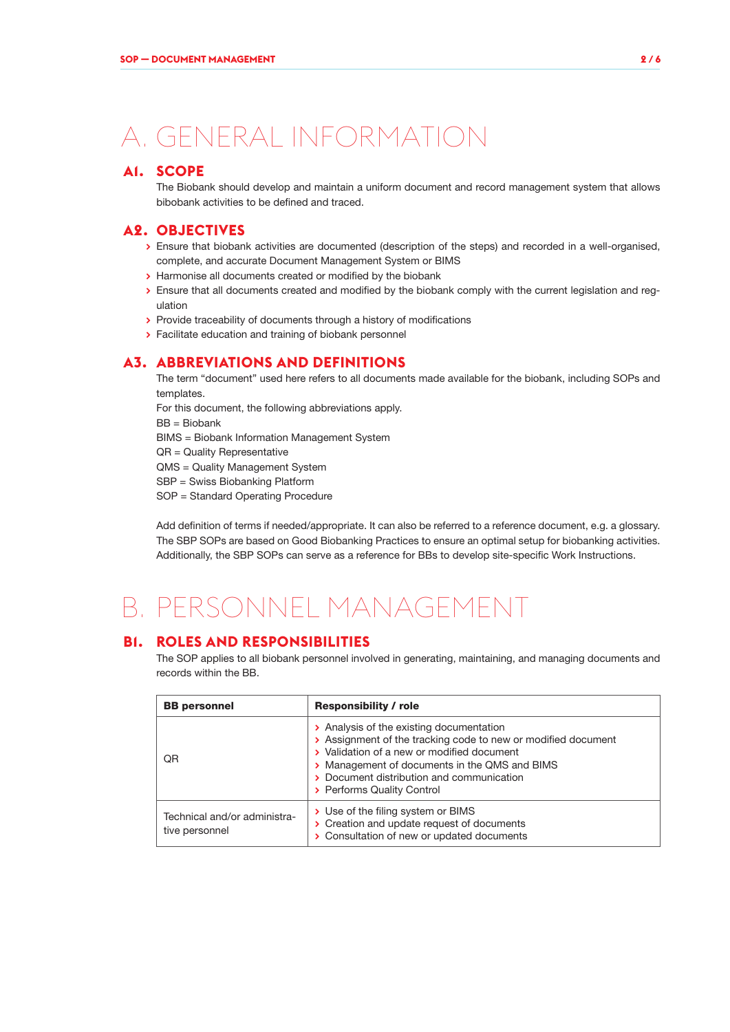# A. GENERAL INFORMATION

## A1. SCOPE

The Biobank should develop and maintain a uniform document and record management system that allows bibobank activities to be defined and traced.

## A2. OBJECTIVES

- Ensure that biobank activities are documented (description of the steps) and recorded in a well-organised, complete, and accurate Document Management System or BIMS
- Harmonise all documents created or modified by the biobank
- Ensure that all documents created and modified by the biobank comply with the current legislation and regulation
- Provide traceability of documents through a history of modifications
- Facilitate education and training of biobank personnel

## A3. ABBREVIATIONS AND DEFINITIONS

The term "document" used here refers to all documents made available for the biobank, including SOPs and templates.

For this document, the following abbreviations apply.

BB = Biobank
BIMS = Biobank Information Management System
QR = Quality Representative
QMS = Quality Management System
SBP = Swiss Biobanking Platform
SOP = Standard Operating Procedure

Add definition of terms if needed/appropriate. It can also be referred to a reference document, e.g. a glossary. The SBP SOPs are based on Good Biobanking Practices to ensure an optimal setup for biobanking activities. Additionally, the SBP SOPs can serve as a reference for BBs to develop site-specific Work Instructions.

# B. PERSONNEL MANAGEMENT

## B1. ROLES AND RESPONSIBILITIES

The SOP applies to all biobank personnel involved in generating, maintaining, and managing documents and records within the BB.

| BB personnel | Responsibility / role |
|---|---|
| QR | › Analysis of the existing documentation<br>› Assignment of the tracking code to new or modified document<br>› Validation of a new or modified document<br>› Management of documents in the QMS and BIMS<br>› Document distribution and communication<br>› Performs Quality Control |
| Technical and/or administrative personnel | › Use of the filing system or BIMS<br>› Creation and update request of documents<br>› Consultation of new or updated documents |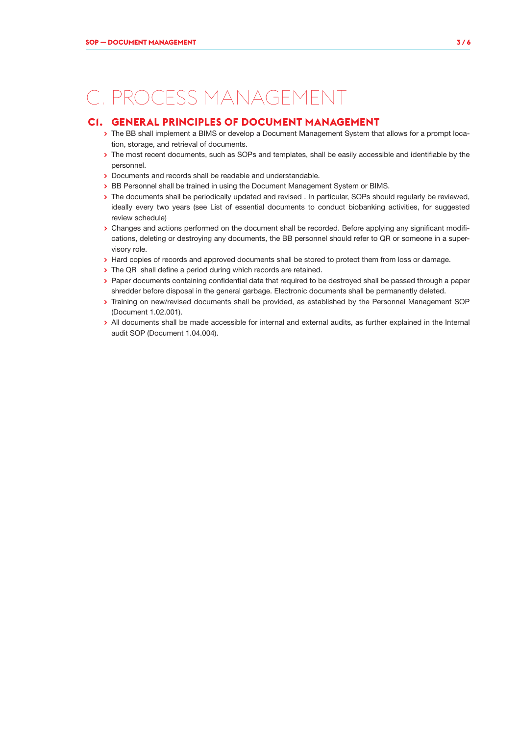# C. PROCESS MANAGEMENT

## C1. GENERAL PRINCIPLES OF DOCUMENT MANAGEMENT

- The BB shall implement a BIMS or develop a Document Management System that allows for a prompt location, storage, and retrieval of documents.
- The most recent documents, such as SOPs and templates, shall be easily accessible and identifiable by the personnel.
- Documents and records shall be readable and understandable.
- BB Personnel shall be trained in using the Document Management System or BIMS.
- The documents shall be periodically updated and revised . In particular, SOPs should regularly be reviewed, ideally every two years (see List of essential documents to conduct biobanking activities, for suggested review schedule)
- Changes and actions performed on the document shall be recorded. Before applying any significant modifications, deleting or destroying any documents, the BB personnel should refer to QR or someone in a supervisory role.
- Hard copies of records and approved documents shall be stored to protect them from loss or damage.
- The QR shall define a period during which records are retained.
- Paper documents containing confidential data that required to be destroyed shall be passed through a paper shredder before disposal in the general garbage. Electronic documents shall be permanently deleted.
- Training on new/revised documents shall be provided, as established by the Personnel Management SOP (Document 1.02.001).
- All documents shall be made accessible for internal and external audits, as further explained in the Internal audit SOP (Document 1.04.004).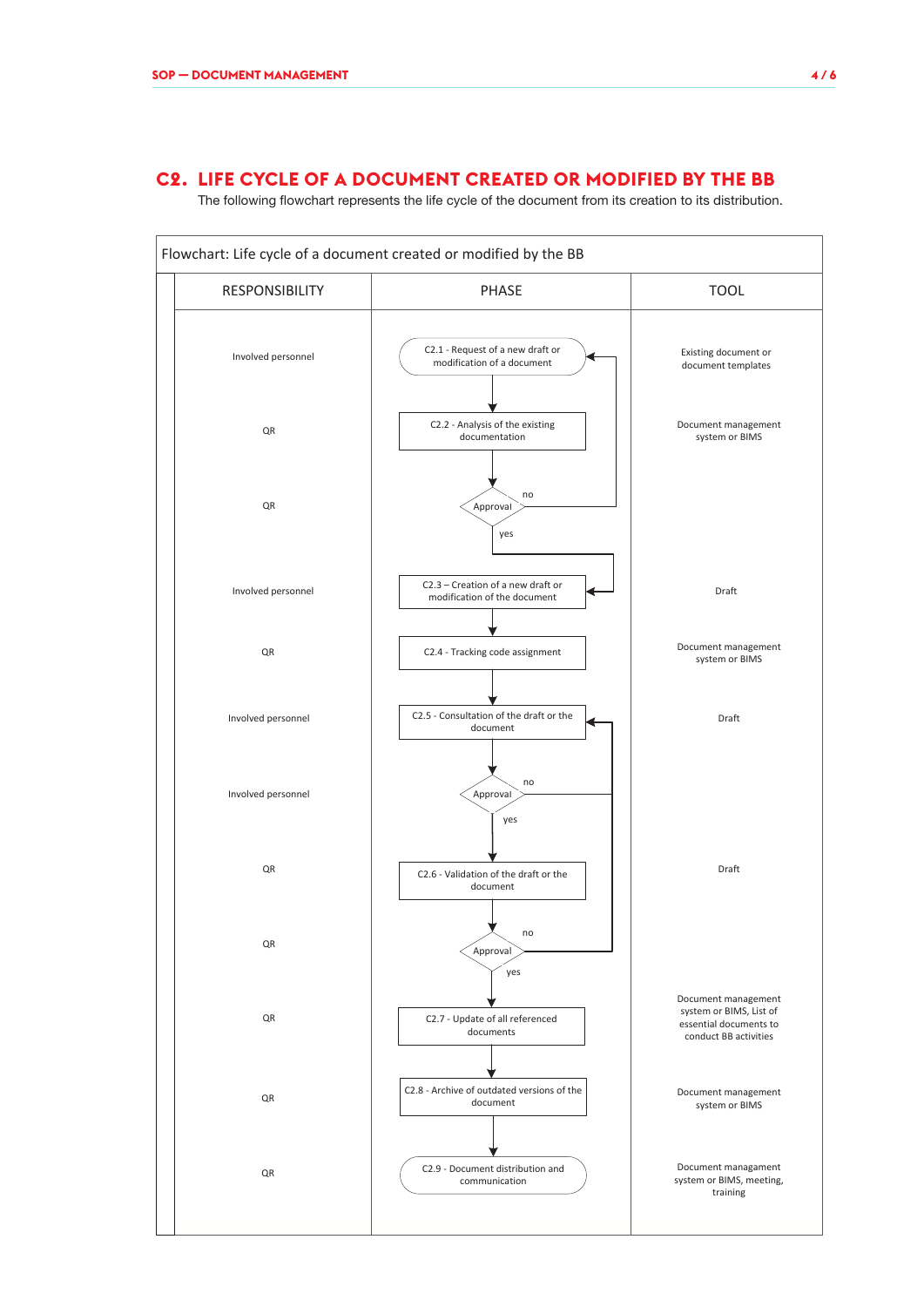## C2. LIFE CYCLE OF A DOCUMENT CREATED OR MODIFIED BY THE BB

The following flowchart represents the life cycle of the document from its creation to its distribution.

Flowchart: Life cycle of a document created or modified by the BB

| RESPONSIBILITY | PHASE | TOOL |
|---|---|---|
| Involved personnel | C2.1 - Request of a new draft or modification of a document | Existing document or document templates |
| QR | C2.2 - Analysis of the existing documentation | Document management system or BIMS |
| QR | Approval (no → C2.1; yes → C2.3) | |
| Involved personnel | C2.3 – Creation of a new draft or modification of the document | Draft |
| QR | C2.4 - Tracking code assignment | Document management system or BIMS |
| Involved personnel | C2.5 - Consultation of the draft or the document | Draft |
| Involved personnel | Approval (no → C2.5; yes → C2.6) | |
| QR | C2.6 - Validation of the draft or the document | Draft |
| QR | Approval (no → C2.5; yes → C2.7) | |
| QR | C2.7 - Update of all referenced documents | Document management system or BIMS, List of essential documents to conduct BB activities |
| QR | C2.8 - Archive of outdated versions of the document | Document management system or BIMS |
| QR | C2.9 - Document distribution and communication | Document managament system or BIMS, meeting, training |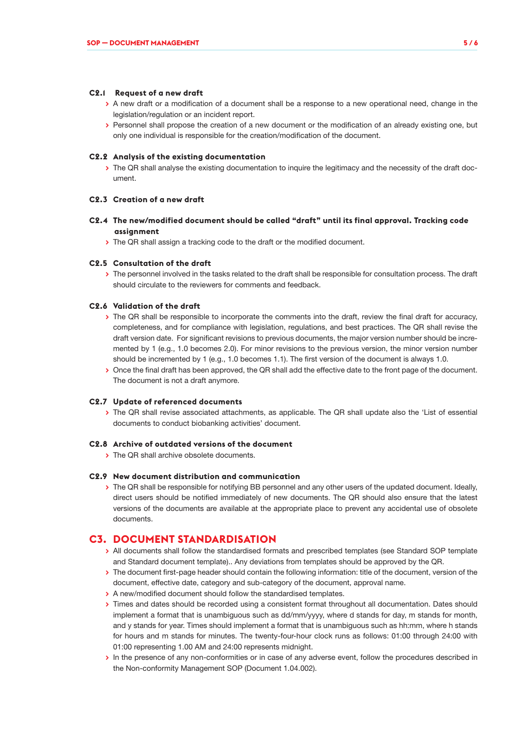### C2.1 Request of a new draft

- A new draft or a modification of a document shall be a response to a new operational need, change in the legislation/regulation or an incident report.
- Personnel shall propose the creation of a new document or the modification of an already existing one, but only one individual is responsible for the creation/modification of the document.

### C2.2 Analysis of the existing documentation

- The QR shall analyse the existing documentation to inquire the legitimacy and the necessity of the draft document.

### C2.3 Creation of a new draft

### C2.4 The new/modified document should be called "draft" until its final approval. Tracking code assignment

- The QR shall assign a tracking code to the draft or the modified document.

### C2.5 Consultation of the draft

- The personnel involved in the tasks related to the draft shall be responsible for consultation process. The draft should circulate to the reviewers for comments and feedback.

### C2.6 Validation of the draft

- The QR shall be responsible to incorporate the comments into the draft, review the final draft for accuracy, completeness, and for compliance with legislation, regulations, and best practices. The QR shall revise the draft version date. For significant revisions to previous documents, the major version number should be incremented by 1 (e.g., 1.0 becomes 2.0). For minor revisions to the previous version, the minor version number should be incremented by 1 (e.g., 1.0 becomes 1.1). The first version of the document is always 1.0.
- Once the final draft has been approved, the QR shall add the effective date to the front page of the document. The document is not a draft anymore.

### C2.7 Update of referenced documents

- The QR shall revise associated attachments, as applicable. The QR shall update also the 'List of essential documents to conduct biobanking activities' document.

### C2.8 Archive of outdated versions of the document

- The QR shall archive obsolete documents.

### C2.9 New document distribution and communication

- The QR shall be responsible for notifying BB personnel and any other users of the updated document. Ideally, direct users should be notified immediately of new documents. The QR should also ensure that the latest versions of the documents are available at the appropriate place to prevent any accidental use of obsolete documents.

## C3. DOCUMENT STANDARDISATION

- All documents shall follow the standardised formats and prescribed templates (see Standard SOP template and Standard document template).. Any deviations from templates should be approved by the QR.
- The document first-page header should contain the following information: title of the document, version of the document, effective date, category and sub-category of the document, approval name.
- A new/modified document should follow the standardised templates.
- Times and dates should be recorded using a consistent format throughout all documentation. Dates should implement a format that is unambiguous such as dd/mm/yyyy, where d stands for day, m stands for month, and y stands for year. Times should implement a format that is unambiguous such as hh:mm, where h stands for hours and m stands for minutes. The twenty-four-hour clock runs as follows: 01:00 through 24:00 with 01:00 representing 1.00 AM and 24:00 represents midnight.
- In the presence of any non-conformities or in case of any adverse event, follow the procedures described in the Non-conformity Management SOP (Document 1.04.002).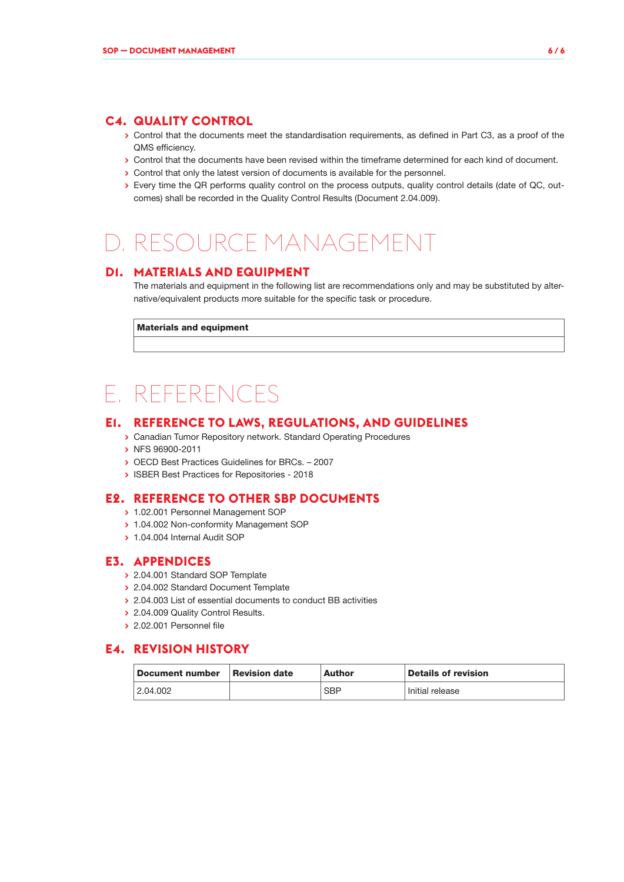### C4. QUALITY CONTROL

- Control that the documents meet the standardisation requirements, as defined in Part C3, as a proof of the QMS efficiency.
- Control that the documents have been revised within the timeframe determined for each kind of document.
- Control that only the latest version of documents is available for the personnel.
- Every time the QR performs quality control on the process outputs, quality control details (date of QC, outcomes) shall be recorded in the Quality Control Results (Document 2.04.009).

## D. RESOURCE MANAGEMENT

### D1. MATERIALS AND EQUIPMENT

The materials and equipment in the following list are recommendations only and may be substituted by alternative/equivalent products more suitable for the specific task or procedure.

| Materials and equipment |
|---|
| |

## E. REFERENCES

### E1. REFERENCE TO LAWS, REGULATIONS, AND GUIDELINES

- Canadian Tumor Repository network. Standard Operating Procedures
- NFS 96900-2011
- OECD Best Practices Guidelines for BRCs. – 2007
- ISBER Best Practices for Repositories - 2018

### E2. REFERENCE TO OTHER SBP DOCUMENTS

- 1.02.001 Personnel Management SOP
- 1.04.002 Non-conformity Management SOP
- 1.04.004 Internal Audit SOP

### E3. APPENDICES

- 2.04.001 Standard SOP Template
- 2.04.002 Standard Document Template
- 2.04.003 List of essential documents to conduct BB activities
- 2.04.009 Quality Control Results.
- 2.02.001 Personnel file

### E4. REVISION HISTORY

| Document number | Revision date | Author | Details of revision |
|---|---|---|---|
| 2.04.002 | | SBP | Initial release |